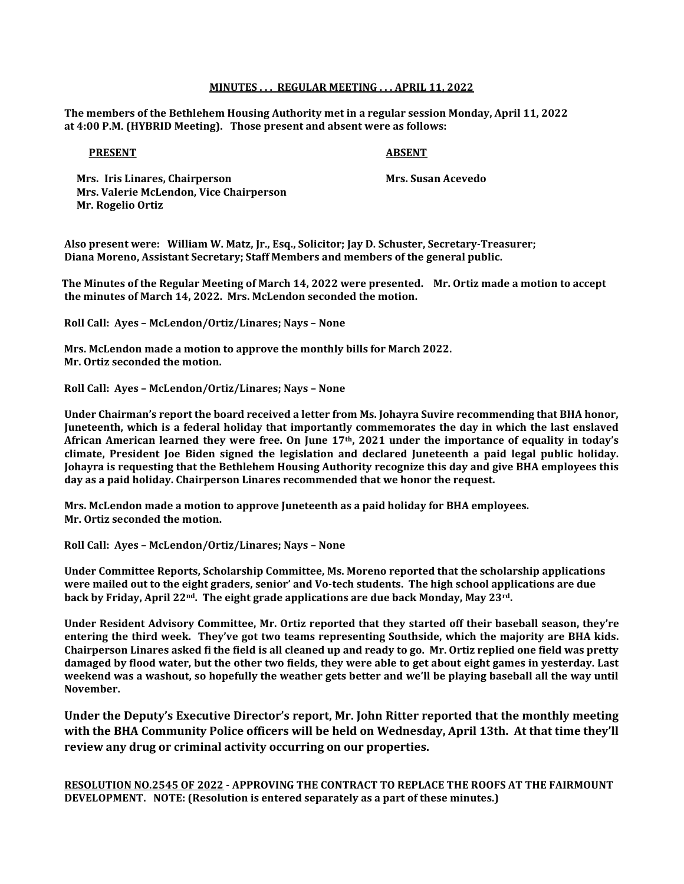**MINUTES . . . REGULAR MEETING . . . APRIL 11, 2022**

**The members of the Bethlehem Housing Authority met in a regular session Monday, April 11, 2022 at 4:00 P.M. (HYBRID Meeting). Those present and absent were as follows:**

| **PRESENT** | **ABSENT** |
|---|---|
| **Mrs. Iris Linares, Chairperson** | **Mrs. Susan Acevedo** |
| **Mrs. Valerie McLendon, Vice Chairperson** | |
| **Mr. Rogelio Ortiz** | |

**Also present were: William W. Matz, Jr., Esq., Solicitor; Jay D. Schuster, Secretary-Treasurer; Diana Moreno, Assistant Secretary; Staff Members and members of the general public.**

**The Minutes of the Regular Meeting of March 14, 2022 were presented. Mr. Ortiz made a motion to accept the minutes of March 14, 2022. Mrs. McLendon seconded the motion.**

**Roll Call: Ayes – McLendon/Ortiz/Linares; Nays – None**

**Mrs. McLendon made a motion to approve the monthly bills for March 2022. Mr. Ortiz seconded the motion.**

**Roll Call: Ayes – McLendon/Ortiz/Linares; Nays – None**

**Under Chairman's report the board received a letter from Ms. Johayra Suvire recommending that BHA honor, Juneteenth, which is a federal holiday that importantly commemorates the day in which the last enslaved African American learned they were free. On June 17th, 2021 under the importance of equality in today's climate, President Joe Biden signed the legislation and declared Juneteenth a paid legal public holiday. Johayra is requesting that the Bethlehem Housing Authority recognize this day and give BHA employees this day as a paid holiday. Chairperson Linares recommended that we honor the request.**

**Mrs. McLendon made a motion to approve Juneteenth as a paid holiday for BHA employees. Mr. Ortiz seconded the motion.**

**Roll Call: Ayes – McLendon/Ortiz/Linares; Nays – None**

**Under Committee Reports, Scholarship Committee, Ms. Moreno reported that the scholarship applications were mailed out to the eight graders, senior' and Vo-tech students. The high school applications are due back by Friday, April 22nd. The eight grade applications are due back Monday, May 23rd.**

**Under Resident Advisory Committee, Mr. Ortiz reported that they started off their baseball season, they're entering the third week. They've got two teams representing Southside, which the majority are BHA kids. Chairperson Linares asked fi the field is all cleaned up and ready to go. Mr. Ortiz replied one field was pretty damaged by flood water, but the other two fields, they were able to get about eight games in yesterday. Last weekend was a washout, so hopefully the weather gets better and we'll be playing baseball all the way until November.**

**Under the Deputy's Executive Director's report, Mr. John Ritter reported that the monthly meeting with the BHA Community Police officers will be held on Wednesday, April 13th. At that time they'll review any drug or criminal activity occurring on our properties.**

**<u>RESOLUTION NO.2545 OF 2022</u> - APPROVING THE CONTRACT TO REPLACE THE ROOFS AT THE FAIRMOUNT DEVELOPMENT. NOTE: (Resolution is entered separately as a part of these minutes.)**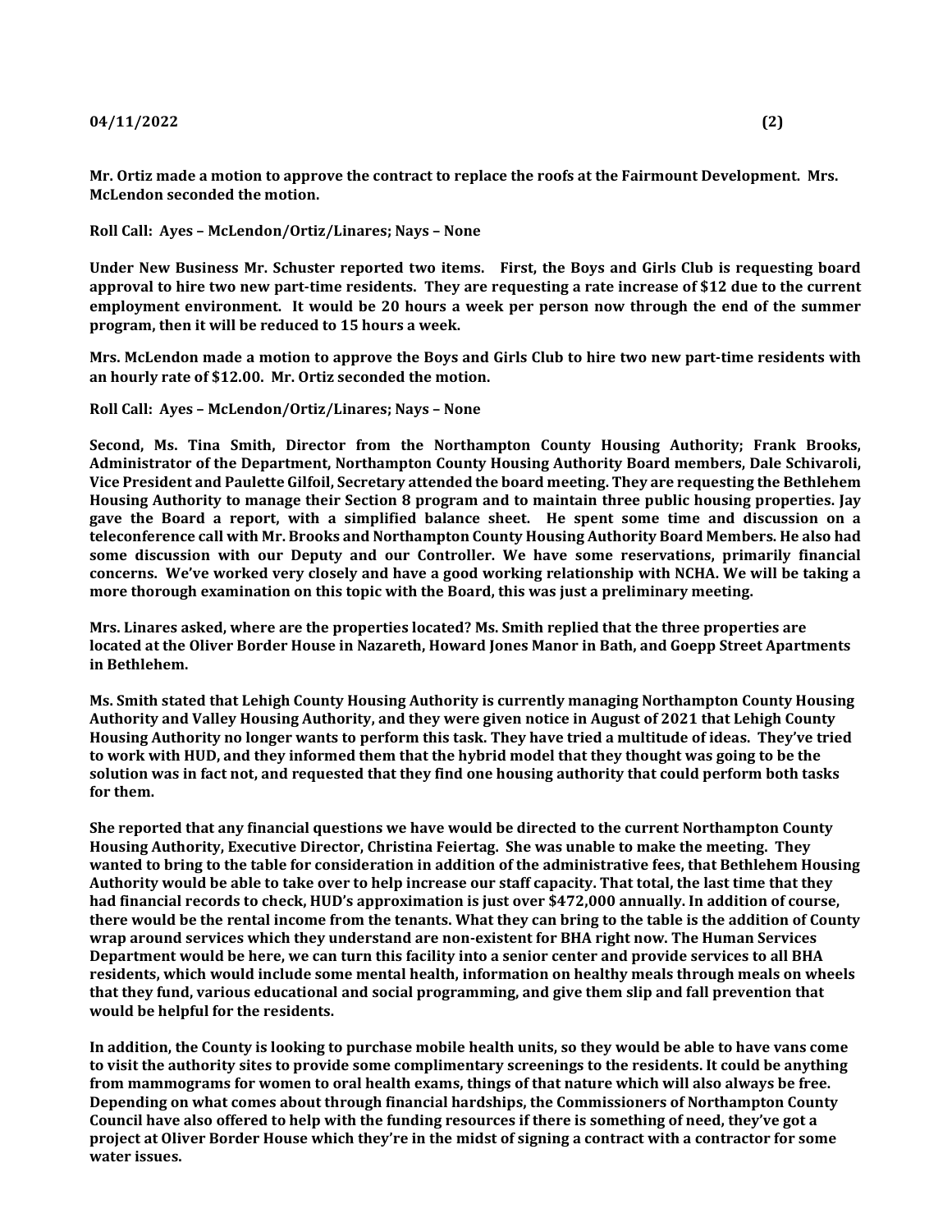**Mr. Ortiz made a motion to approve the contract to replace the roofs at the Fairmount Development. Mrs. McLendon seconded the motion.**

**Roll Call: Ayes – McLendon/Ortiz/Linares; Nays – None**

**Under New Business Mr. Schuster reported two items. First, the Boys and Girls Club is requesting board approval to hire two new part-time residents. They are requesting a rate increase of $12 due to the current employment environment. It would be 20 hours a week per person now through the end of the summer program, then it will be reduced to 15 hours a week.**

**Mrs. McLendon made a motion to approve the Boys and Girls Club to hire two new part-time residents with an hourly rate of $12.00. Mr. Ortiz seconded the motion.**

**Roll Call: Ayes – McLendon/Ortiz/Linares; Nays – None**

**Second, Ms. Tina Smith, Director from the Northampton County Housing Authority; Frank Brooks, Administrator of the Department, Northampton County Housing Authority Board members, Dale Schivaroli, Vice President and Paulette Gilfoil, Secretary attended the board meeting. They are requesting the Bethlehem Housing Authority to manage their Section 8 program and to maintain three public housing properties. Jay gave the Board a report, with a simplified balance sheet. He spent some time and discussion on a teleconference call with Mr. Brooks and Northampton County Housing Authority Board Members. He also had some discussion with our Deputy and our Controller. We have some reservations, primarily financial concerns. We've worked very closely and have a good working relationship with NCHA. We will be taking a more thorough examination on this topic with the Board, this was just a preliminary meeting.**

**Mrs. Linares asked, where are the properties located? Ms. Smith replied that the three properties are located at the Oliver Border House in Nazareth, Howard Jones Manor in Bath, and Goepp Street Apartments in Bethlehem.**

**Ms. Smith stated that Lehigh County Housing Authority is currently managing Northampton County Housing Authority and Valley Housing Authority, and they were given notice in August of 2021 that Lehigh County Housing Authority no longer wants to perform this task. They have tried a multitude of ideas. They've tried to work with HUD, and they informed them that the hybrid model that they thought was going to be the solution was in fact not, and requested that they find one housing authority that could perform both tasks for them.**

**She reported that any financial questions we have would be directed to the current Northampton County Housing Authority, Executive Director, Christina Feiertag. She was unable to make the meeting. They wanted to bring to the table for consideration in addition of the administrative fees, that Bethlehem Housing Authority would be able to take over to help increase our staff capacity. That total, the last time that they had financial records to check, HUD's approximation is just over $472,000 annually. In addition of course, there would be the rental income from the tenants. What they can bring to the table is the addition of County wrap around services which they understand are non-existent for BHA right now. The Human Services Department would be here, we can turn this facility into a senior center and provide services to all BHA residents, which would include some mental health, information on healthy meals through meals on wheels that they fund, various educational and social programming, and give them slip and fall prevention that would be helpful for the residents.**

**In addition, the County is looking to purchase mobile health units, so they would be able to have vans come to visit the authority sites to provide some complimentary screenings to the residents. It could be anything from mammograms for women to oral health exams, things of that nature which will also always be free. Depending on what comes about through financial hardships, the Commissioners of Northampton County Council have also offered to help with the funding resources if there is something of need, they've got a project at Oliver Border House which they're in the midst of signing a contract with a contractor for some water issues.**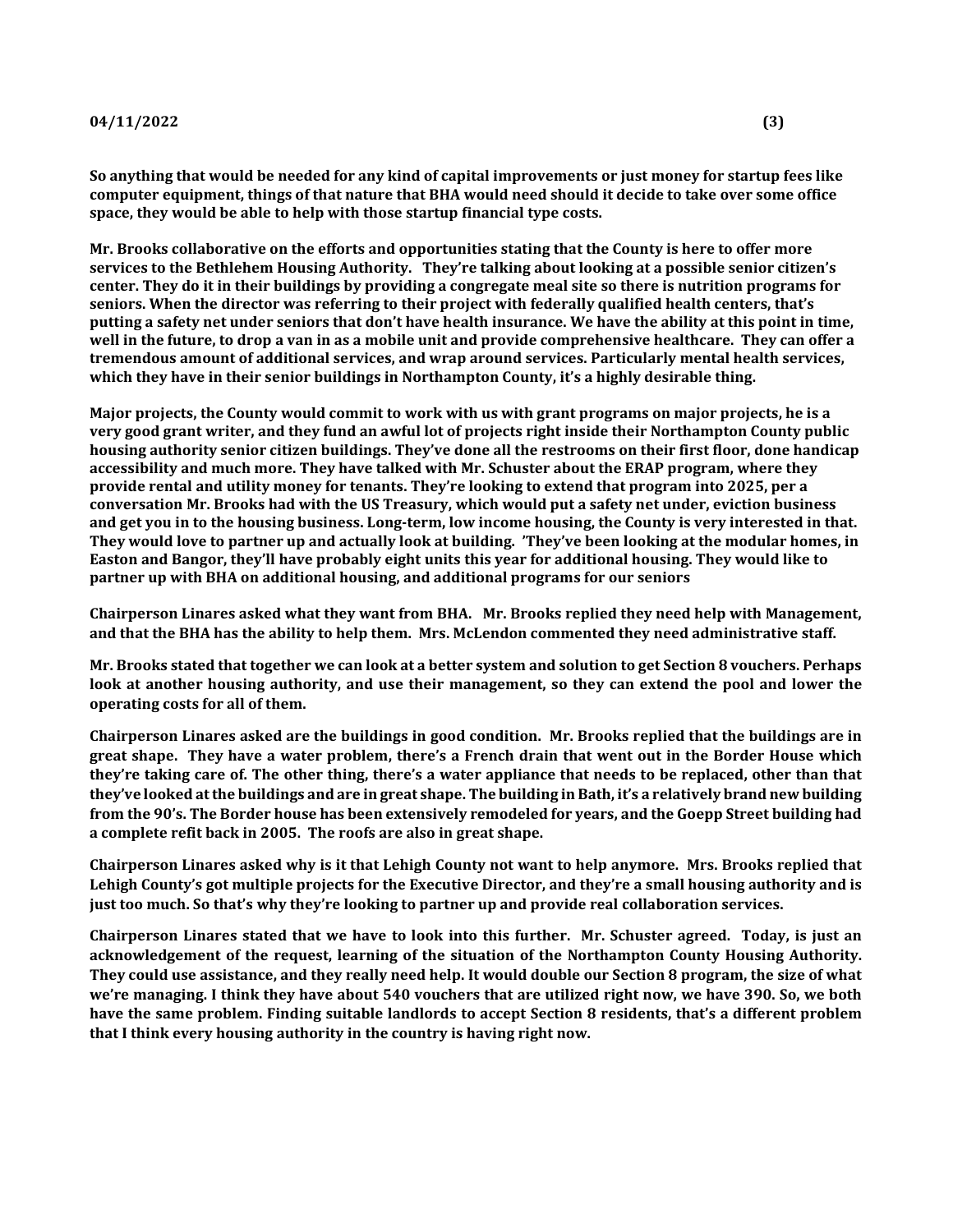So anything that would be needed for any kind of capital improvements or just money for startup fees like computer equipment, things of that nature that BHA would need should it decide to take over some office space, they would be able to help with those startup financial type costs.

Mr. Brooks collaborative on the efforts and opportunities stating that the County is here to offer more services to the Bethlehem Housing Authority. They're talking about looking at a possible senior citizen's center. They do it in their buildings by providing a congregate meal site so there is nutrition programs for seniors. When the director was referring to their project with federally qualified health centers, that's putting a safety net under seniors that don't have health insurance. We have the ability at this point in time, well in the future, to drop a van in as a mobile unit and provide comprehensive healthcare. They can offer a tremendous amount of additional services, and wrap around services. Particularly mental health services, which they have in their senior buildings in Northampton County, it's a highly desirable thing.

Major projects, the County would commit to work with us with grant programs on major projects, he is a very good grant writer, and they fund an awful lot of projects right inside their Northampton County public housing authority senior citizen buildings. They've done all the restrooms on their first floor, done handicap accessibility and much more. They have talked with Mr. Schuster about the ERAP program, where they provide rental and utility money for tenants. They're looking to extend that program into 2025, per a conversation Mr. Brooks had with the US Treasury, which would put a safety net under, eviction business and get you in to the housing business. Long-term, low income housing, the County is very interested in that. They would love to partner up and actually look at building. 'They've been looking at the modular homes, in Easton and Bangor, they'll have probably eight units this year for additional housing. They would like to partner up with BHA on additional housing, and additional programs for our seniors

Chairperson Linares asked what they want from BHA. Mr. Brooks replied they need help with Management, and that the BHA has the ability to help them. Mrs. McLendon commented they need administrative staff.

Mr. Brooks stated that together we can look at a better system and solution to get Section 8 vouchers. Perhaps look at another housing authority, and use their management, so they can extend the pool and lower the operating costs for all of them.

Chairperson Linares asked are the buildings in good condition. Mr. Brooks replied that the buildings are in great shape. They have a water problem, there's a French drain that went out in the Border House which they're taking care of. The other thing, there's a water appliance that needs to be replaced, other than that they've looked at the buildings and are in great shape. The building in Bath, it's a relatively brand new building from the 90's. The Border house has been extensively remodeled for years, and the Goepp Street building had a complete refit back in 2005. The roofs are also in great shape.

Chairperson Linares asked why is it that Lehigh County not want to help anymore. Mrs. Brooks replied that Lehigh County's got multiple projects for the Executive Director, and they're a small housing authority and is just too much. So that's why they're looking to partner up and provide real collaboration services.

Chairperson Linares stated that we have to look into this further. Mr. Schuster agreed. Today, is just an acknowledgement of the request, learning of the situation of the Northampton County Housing Authority. They could use assistance, and they really need help. It would double our Section 8 program, the size of what we're managing. I think they have about 540 vouchers that are utilized right now, we have 390. So, we both have the same problem. Finding suitable landlords to accept Section 8 residents, that's a different problem that I think every housing authority in the country is having right now.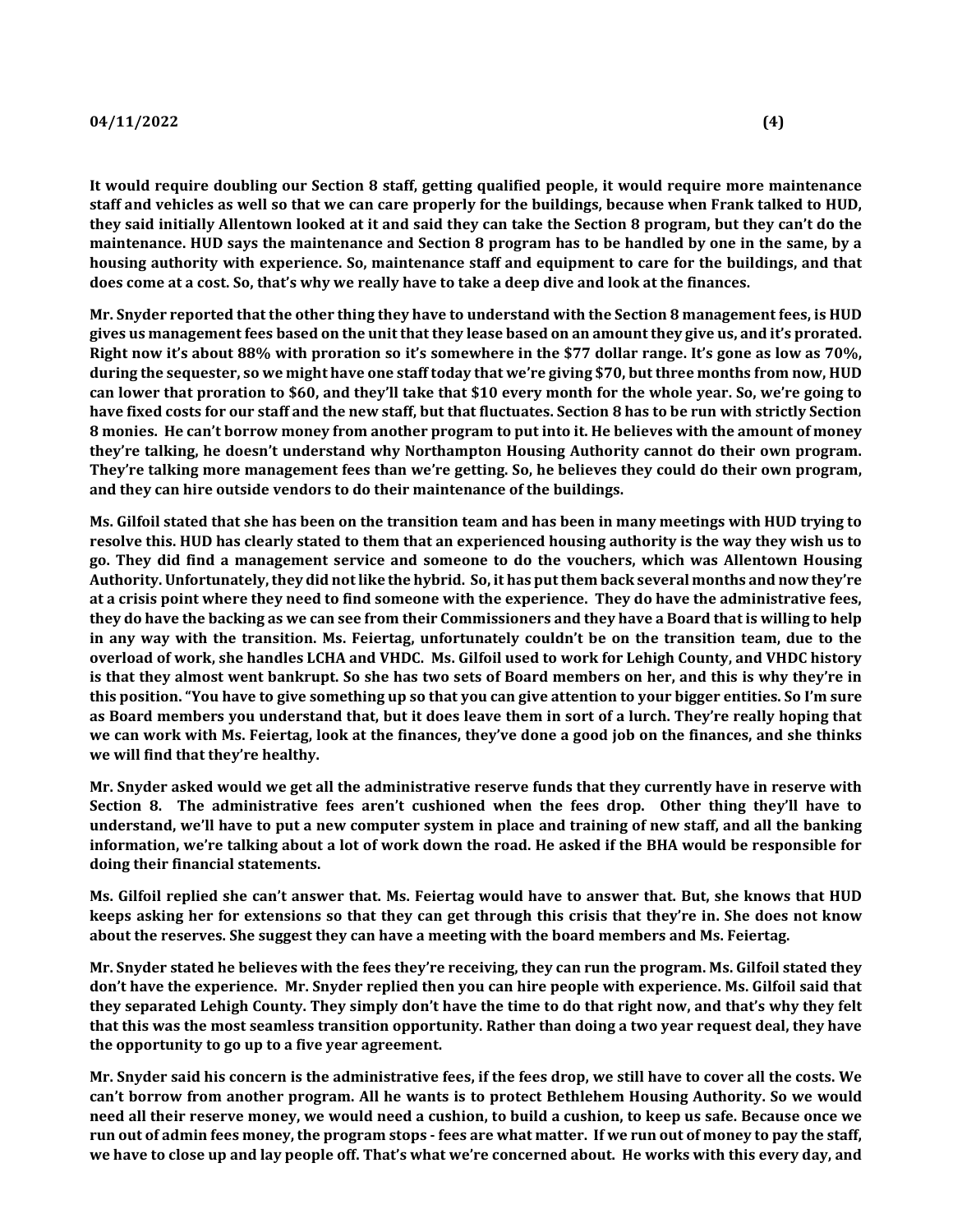**It would require doubling our Section 8 staff, getting qualified people, it would require more maintenance staff and vehicles as well so that we can care properly for the buildings, because when Frank talked to HUD, they said initially Allentown looked at it and said they can take the Section 8 program, but they can't do the maintenance. HUD says the maintenance and Section 8 program has to be handled by one in the same, by a housing authority with experience. So, maintenance staff and equipment to care for the buildings, and that does come at a cost. So, that's why we really have to take a deep dive and look at the finances.**

**Mr. Snyder reported that the other thing they have to understand with the Section 8 management fees, is HUD gives us management fees based on the unit that they lease based on an amount they give us, and it's prorated. Right now it's about 88% with proration so it's somewhere in the $77 dollar range. It's gone as low as 70%, during the sequester, so we might have one staff today that we're giving $70, but three months from now, HUD can lower that proration to $60, and they'll take that $10 every month for the whole year. So, we're going to have fixed costs for our staff and the new staff, but that fluctuates. Section 8 has to be run with strictly Section 8 monies. He can't borrow money from another program to put into it. He believes with the amount of money they're talking, he doesn't understand why Northampton Housing Authority cannot do their own program. They're talking more management fees than we're getting. So, he believes they could do their own program, and they can hire outside vendors to do their maintenance of the buildings.**

**Ms. Gilfoil stated that she has been on the transition team and has been in many meetings with HUD trying to resolve this. HUD has clearly stated to them that an experienced housing authority is the way they wish us to go. They did find a management service and someone to do the vouchers, which was Allentown Housing Authority. Unfortunately, they did not like the hybrid. So, it has put them back several months and now they're at a crisis point where they need to find someone with the experience. They do have the administrative fees, they do have the backing as we can see from their Commissioners and they have a Board that is willing to help in any way with the transition. Ms. Feiertag, unfortunately couldn't be on the transition team, due to the overload of work, she handles LCHA and VHDC. Ms. Gilfoil used to work for Lehigh County, and VHDC history is that they almost went bankrupt. So she has two sets of Board members on her, and this is why they're in this position. "You have to give something up so that you can give attention to your bigger entities. So I'm sure as Board members you understand that, but it does leave them in sort of a lurch. They're really hoping that we can work with Ms. Feiertag, look at the finances, they've done a good job on the finances, and she thinks we will find that they're healthy.**

**Mr. Snyder asked would we get all the administrative reserve funds that they currently have in reserve with Section 8. The administrative fees aren't cushioned when the fees drop. Other thing they'll have to understand, we'll have to put a new computer system in place and training of new staff, and all the banking information, we're talking about a lot of work down the road. He asked if the BHA would be responsible for doing their financial statements.**

**Ms. Gilfoil replied she can't answer that. Ms. Feiertag would have to answer that. But, she knows that HUD keeps asking her for extensions so that they can get through this crisis that they're in. She does not know about the reserves. She suggest they can have a meeting with the board members and Ms. Feiertag.**

**Mr. Snyder stated he believes with the fees they're receiving, they can run the program. Ms. Gilfoil stated they don't have the experience. Mr. Snyder replied then you can hire people with experience. Ms. Gilfoil said that they separated Lehigh County. They simply don't have the time to do that right now, and that's why they felt that this was the most seamless transition opportunity. Rather than doing a two year request deal, they have the opportunity to go up to a five year agreement.**

**Mr. Snyder said his concern is the administrative fees, if the fees drop, we still have to cover all the costs. We can't borrow from another program. All he wants is to protect Bethlehem Housing Authority. So we would need all their reserve money, we would need a cushion, to build a cushion, to keep us safe. Because once we run out of admin fees money, the program stops - fees are what matter. If we run out of money to pay the staff, we have to close up and lay people off. That's what we're concerned about. He works with this every day, and**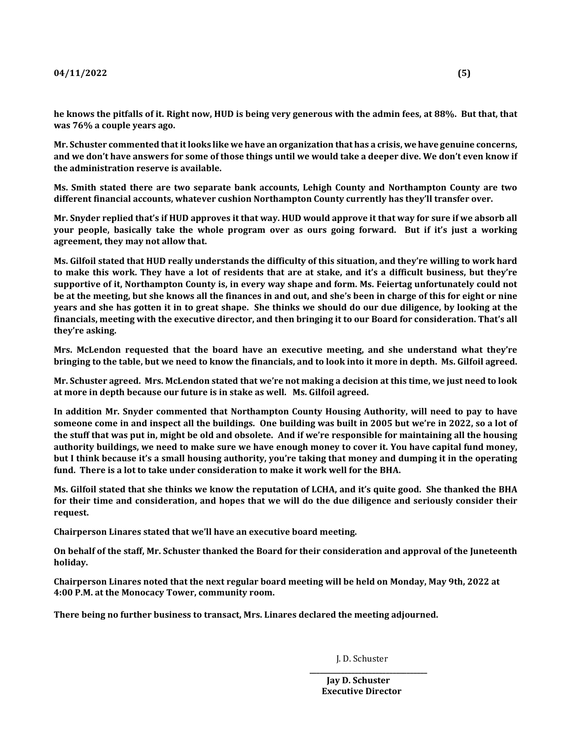**he knows the pitfalls of it. Right now, HUD is being very generous with the admin fees, at 88%. But that, that was 76% a couple years ago.**

**Mr. Schuster commented that it looks like we have an organization that has a crisis, we have genuine concerns, and we don't have answers for some of those things until we would take a deeper dive. We don't even know if the administration reserve is available.**

**Ms. Smith stated there are two separate bank accounts, Lehigh County and Northampton County are two different financial accounts, whatever cushion Northampton County currently has they'll transfer over.**

**Mr. Snyder replied that's if HUD approves it that way. HUD would approve it that way for sure if we absorb all your people, basically take the whole program over as ours going forward. But if it's just a working agreement, they may not allow that.**

**Ms. Gilfoil stated that HUD really understands the difficulty of this situation, and they're willing to work hard to make this work. They have a lot of residents that are at stake, and it's a difficult business, but they're supportive of it, Northampton County is, in every way shape and form. Ms. Feiertag unfortunately could not be at the meeting, but she knows all the finances in and out, and she's been in charge of this for eight or nine years and she has gotten it in to great shape. She thinks we should do our due diligence, by looking at the financials, meeting with the executive director, and then bringing it to our Board for consideration. That's all they're asking.**

**Mrs. McLendon requested that the board have an executive meeting, and she understand what they're bringing to the table, but we need to know the financials, and to look into it more in depth. Ms. Gilfoil agreed.**

**Mr. Schuster agreed. Mrs. McLendon stated that we're not making a decision at this time, we just need to look at more in depth because our future is in stake as well. Ms. Gilfoil agreed.**

**In addition Mr. Snyder commented that Northampton County Housing Authority, will need to pay to have someone come in and inspect all the buildings. One building was built in 2005 but we're in 2022, so a lot of the stuff that was put in, might be old and obsolete. And if we're responsible for maintaining all the housing authority buildings, we need to make sure we have enough money to cover it. You have capital fund money, but I think because it's a small housing authority, you're taking that money and dumping it in the operating fund. There is a lot to take under consideration to make it work well for the BHA.**

**Ms. Gilfoil stated that she thinks we know the reputation of LCHA, and it's quite good. She thanked the BHA for their time and consideration, and hopes that we will do the due diligence and seriously consider their request.**

**Chairperson Linares stated that we'll have an executive board meeting.**

**On behalf of the staff, Mr. Schuster thanked the Board for their consideration and approval of the Juneteenth holiday.**

**Chairperson Linares noted that the next regular board meeting will be held on Monday, May 9th, 2022 at 4:00 P.M. at the Monocacy Tower, community room.**

**There being no further business to transact, Mrs. Linares declared the meeting adjourned.**

J. D. Schuster

______________________________

**Jay D. Schuster**
**Executive Director**